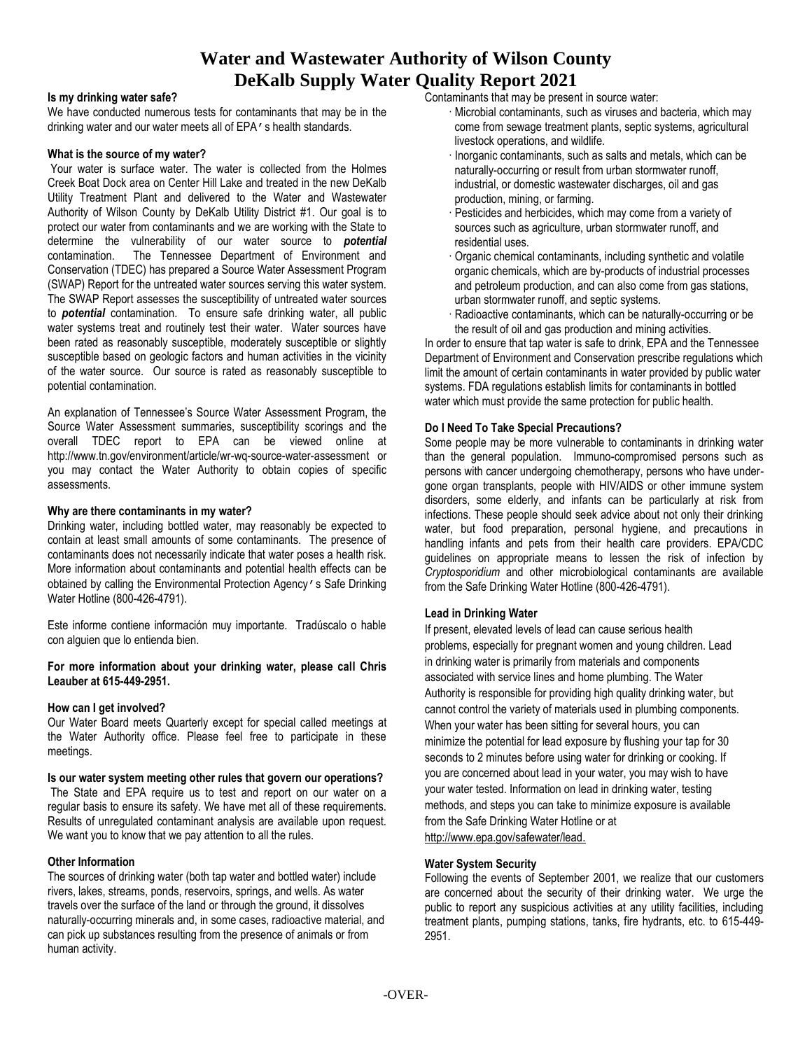# Water and Wastewater Authority of Wilson County
# DeKalb Supply Water Quality Report 2021

**Is my drinking water safe?**

We have conducted numerous tests for contaminants that may be in the drinking water and our water meets all of EPA's health standards.

**What is the source of my water?**

Your water is surface water. The water is collected from the Holmes Creek Boat Dock area on Center Hill Lake and treated in the new DeKalb Utility Treatment Plant and delivered to the Water and Wastewater Authority of Wilson County by DeKalb Utility District #1. Our goal is to protect our water from contaminants and we are working with the State to determine the vulnerability of our water source to ***potential*** contamination. The Tennessee Department of Environment and Conservation (TDEC) has prepared a Source Water Assessment Program (SWAP) Report for the untreated water sources serving this water system. The SWAP Report assesses the susceptibility of untreated water sources to ***potential*** contamination. To ensure safe drinking water, all public water systems treat and routinely test their water. Water sources have been rated as reasonably susceptible, moderately susceptible or slightly susceptible based on geologic factors and human activities in the vicinity of the water source. Our source is rated as reasonably susceptible to potential contamination.

An explanation of Tennessee's Source Water Assessment Program, the Source Water Assessment summaries, susceptibility scorings and the overall TDEC report to EPA can be viewed online at http://www.tn.gov/environment/article/wr-wq-source-water-assessment or you may contact the Water Authority to obtain copies of specific assessments.

**Why are there contaminants in my water?**

Drinking water, including bottled water, may reasonably be expected to contain at least small amounts of some contaminants. The presence of contaminants does not necessarily indicate that water poses a health risk. More information about contaminants and potential health effects can be obtained by calling the Environmental Protection Agency's Safe Drinking Water Hotline (800-426-4791).

Este informe contiene información muy importante. Tradúscalo o hable con alguien que lo entienda bien.

**For more information about your drinking water, please call Chris Leauber at 615-449-2951.**

**How can I get involved?**

Our Water Board meets Quarterly except for special called meetings at the Water Authority office. Please feel free to participate in these meetings.

**Is our water system meeting other rules that govern our operations?**

The State and EPA require us to test and report on our water on a regular basis to ensure its safety. We have met all of these requirements. Results of unregulated contaminant analysis are available upon request. We want you to know that we pay attention to all the rules.

**Other Information**

The sources of drinking water (both tap water and bottled water) include rivers, lakes, streams, ponds, reservoirs, springs, and wells. As water travels over the surface of the land or through the ground, it dissolves naturally-occurring minerals and, in some cases, radioactive material, and can pick up substances resulting from the presence of animals or from human activity.

Contaminants that may be present in source water:

- Microbial contaminants, such as viruses and bacteria, which may come from sewage treatment plants, septic systems, agricultural livestock operations, and wildlife.
- Inorganic contaminants, such as salts and metals, which can be naturally-occurring or result from urban stormwater runoff, industrial, or domestic wastewater discharges, oil and gas production, mining, or farming.
- Pesticides and herbicides, which may come from a variety of sources such as agriculture, urban stormwater runoff, and residential uses.
- Organic chemical contaminants, including synthetic and volatile organic chemicals, which are by-products of industrial processes and petroleum production, and can also come from gas stations, urban stormwater runoff, and septic systems.
- Radioactive contaminants, which can be naturally-occurring or be the result of oil and gas production and mining activities.

In order to ensure that tap water is safe to drink, EPA and the Tennessee Department of Environment and Conservation prescribe regulations which limit the amount of certain contaminants in water provided by public water systems. FDA regulations establish limits for contaminants in bottled water which must provide the same protection for public health.

**Do I Need To Take Special Precautions?**

Some people may be more vulnerable to contaminants in drinking water than the general population. Immuno-compromised persons such as persons with cancer undergoing chemotherapy, persons who have undergone organ transplants, people with HIV/AIDS or other immune system disorders, some elderly, and infants can be particularly at risk from infections. These people should seek advice about not only their drinking water, but food preparation, personal hygiene, and precautions in handling infants and pets from their health care providers. EPA/CDC guidelines on appropriate means to lessen the risk of infection by *Cryptosporidium* and other microbiological contaminants are available from the Safe Drinking Water Hotline (800-426-4791).

**Lead in Drinking Water**

If present, elevated levels of lead can cause serious health problems, especially for pregnant women and young children. Lead in drinking water is primarily from materials and components associated with service lines and home plumbing. The Water Authority is responsible for providing high quality drinking water, but cannot control the variety of materials used in plumbing components. When your water has been sitting for several hours, you can minimize the potential for lead exposure by flushing your tap for 30 seconds to 2 minutes before using water for drinking or cooking. If you are concerned about lead in your water, you may wish to have your water tested. Information on lead in drinking water, testing methods, and steps you can take to minimize exposure is available from the Safe Drinking Water Hotline or at http://www.epa.gov/safewater/lead.

**Water System Security**

Following the events of September 2001, we realize that our customers are concerned about the security of their drinking water. We urge the public to report any suspicious activities at any utility facilities, including treatment plants, pumping stations, tanks, fire hydrants, etc. to 615-449-2951.

-OVER-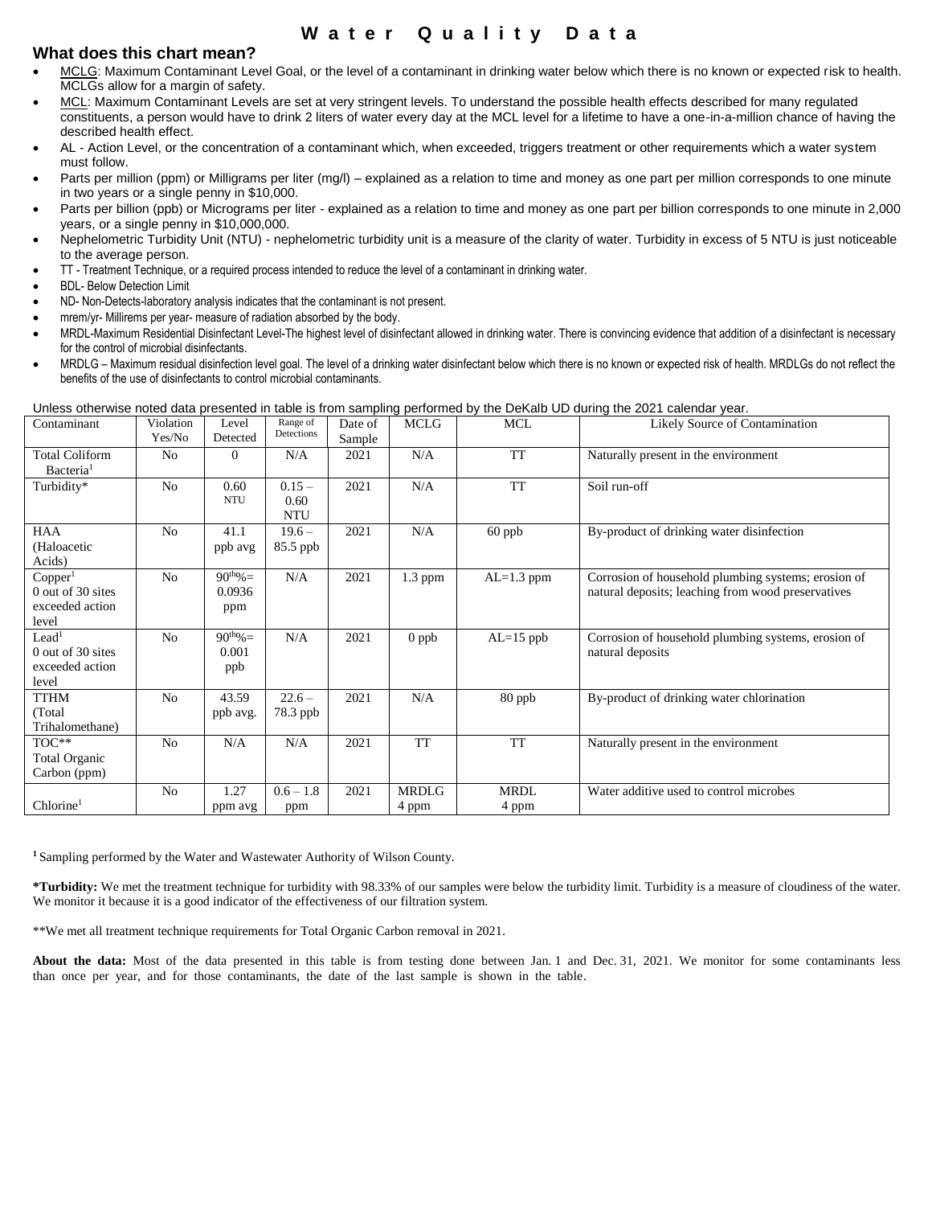# Water Quality Data

## What does this chart mean?

- MCLG: Maximum Contaminant Level Goal, or the level of a contaminant in drinking water below which there is no known or expected risk to health. MCLGs allow for a margin of safety.
- MCL: Maximum Contaminant Levels are set at very stringent levels. To understand the possible health effects described for many regulated constituents, a person would have to drink 2 liters of water every day at the MCL level for a lifetime to have a one-in-a-million chance of having the described health effect.
- AL - Action Level, or the concentration of a contaminant which, when exceeded, triggers treatment or other requirements which a water system must follow.
- Parts per million (ppm) or Milligrams per liter (mg/l) – explained as a relation to time and money as one part per million corresponds to one minute in two years or a single penny in $10,000.
- Parts per billion (ppb) or Micrograms per liter - explained as a relation to time and money as one part per billion corresponds to one minute in 2,000 years, or a single penny in $10,000,000.
- Nephelometric Turbidity Unit (NTU) - nephelometric turbidity unit is a measure of the clarity of water. Turbidity in excess of 5 NTU is just noticeable to the average person.
- TT - Treatment Technique, or a required process intended to reduce the level of a contaminant in drinking water.
- BDL- Below Detection Limit
- ND- Non-Detects-laboratory analysis indicates that the contaminant is not present.
- mrem/yr- Millirems per year- measure of radiation absorbed by the body.
- MRDL-Maximum Residential Disinfectant Level-The highest level of disinfectant allowed in drinking water. There is convincing evidence that addition of a disinfectant is necessary for the control of microbial disinfectants.
- MRDLG – Maximum residual disinfection level goal. The level of a drinking water disinfectant below which there is no known or expected risk of health. MRDLGs do not reflect the benefits of the use of disinfectants to control microbial contaminants.

Unless otherwise noted data presented in table is from sampling performed by the DeKalb UD during the 2021 calendar year.

| Contaminant | Violation Yes/No | Level Detected | Range of Detections | Date of Sample | MCLG | MCL | Likely Source of Contamination |
|---|---|---|---|---|---|---|---|
| Total Coliform Bacteria[1] | No | 0 | N/A | 2021 | N/A | TT | Naturally present in the environment |
| Turbidity* | No | 0.60 NTU | 0.15 – 0.60 NTU | 2021 | N/A | TT | Soil run-off |
| HAA (Haloacetic Acids) | No | 41.1 ppb avg | 19.6 – 85.5 ppb | 2021 | N/A | 60 ppb | By-product of drinking water disinfection |
| Copper[1] 0 out of 30 sites exceeded action level | No | $90^{th}$%= 0.0936 ppm | N/A | 2021 | 1.3 ppm | AL=1.3 ppm | Corrosion of household plumbing systems; erosion of natural deposits; leaching from wood preservatives |
| Lead[1] 0 out of 30 sites exceeded action level | No | $90^{th}$%= 0.001 ppb | N/A | 2021 | 0 ppb | AL=15 ppb | Corrosion of household plumbing systems, erosion of natural deposits |
| TTHM (Total Trihalomethane) | No | 43.59 ppb avg. | 22.6 – 78.3 ppb | 2021 | N/A | 80 ppb | By-product of drinking water chlorination |
| TOC** Total Organic Carbon (ppm) | No | N/A | N/A | 2021 | TT | TT | Naturally present in the environment |
| Chlorine[1] | No | 1.27 ppm avg | 0.6 – 1.8 ppm | 2021 | MRDLG 4 ppm | MRDL 4 ppm | Water additive used to control microbes |

[1] Sampling performed by the Water and Wastewater Authority of Wilson County.

***Turbidity:** We met the treatment technique for turbidity with 98.33% of our samples were below the turbidity limit. Turbidity is a measure of cloudiness of the water. We monitor it because it is a good indicator of the effectiveness of our filtration system.

**We met all treatment technique requirements for Total Organic Carbon removal in 2021.

**About the data:** Most of the data presented in this table is from testing done between Jan. 1 and Dec. 31, 2021. We monitor for some contaminants less than once per year, and for those contaminants, the date of the last sample is shown in the table.